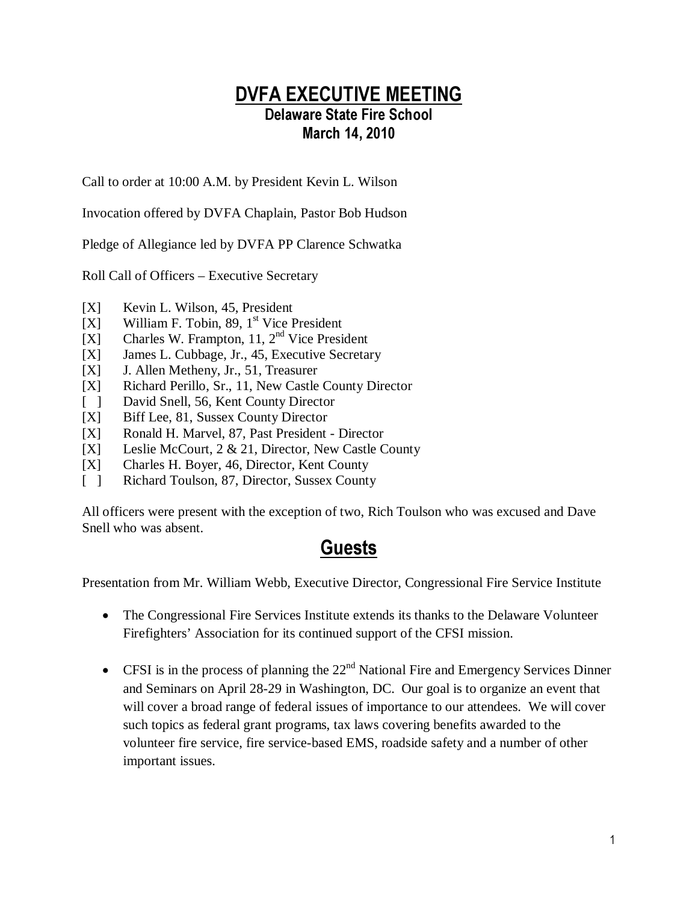# DVFA EXECUTIVE MEETING

## Delaware State Fire School
## March 14, 2010

Call to order at 10:00 A.M. by President Kevin L. Wilson

Invocation offered by DVFA Chaplain, Pastor Bob Hudson

Pledge of Allegiance led by DVFA PP Clarence Schwatka

Roll Call of Officers – Executive Secretary

[X] Kevin L. Wilson, 45, President
[X] William F. Tobin, 89, 1st Vice President
[X] Charles W. Frampton, 11, 2nd Vice President
[X] James L. Cubbage, Jr., 45, Executive Secretary
[X] J. Allen Metheny, Jr., 51, Treasurer
[X] Richard Perillo, Sr., 11, New Castle County Director
[ ] David Snell, 56, Kent County Director
[X] Biff Lee, 81, Sussex County Director
[X] Ronald H. Marvel, 87, Past President - Director
[X] Leslie McCourt, 2 & 21, Director, New Castle County
[X] Charles H. Boyer, 46, Director, Kent County
[ ] Richard Toulson, 87, Director, Sussex County

All officers were present with the exception of two, Rich Toulson who was excused and Dave Snell who was absent.

## Guests

Presentation from Mr. William Webb, Executive Director, Congressional Fire Service Institute

- The Congressional Fire Services Institute extends its thanks to the Delaware Volunteer Firefighters' Association for its continued support of the CFSI mission.

- CFSI is in the process of planning the 22nd National Fire and Emergency Services Dinner and Seminars on April 28-29 in Washington, DC. Our goal is to organize an event that will cover a broad range of federal issues of importance to our attendees. We will cover such topics as federal grant programs, tax laws covering benefits awarded to the volunteer fire service, fire service-based EMS, roadside safety and a number of other important issues.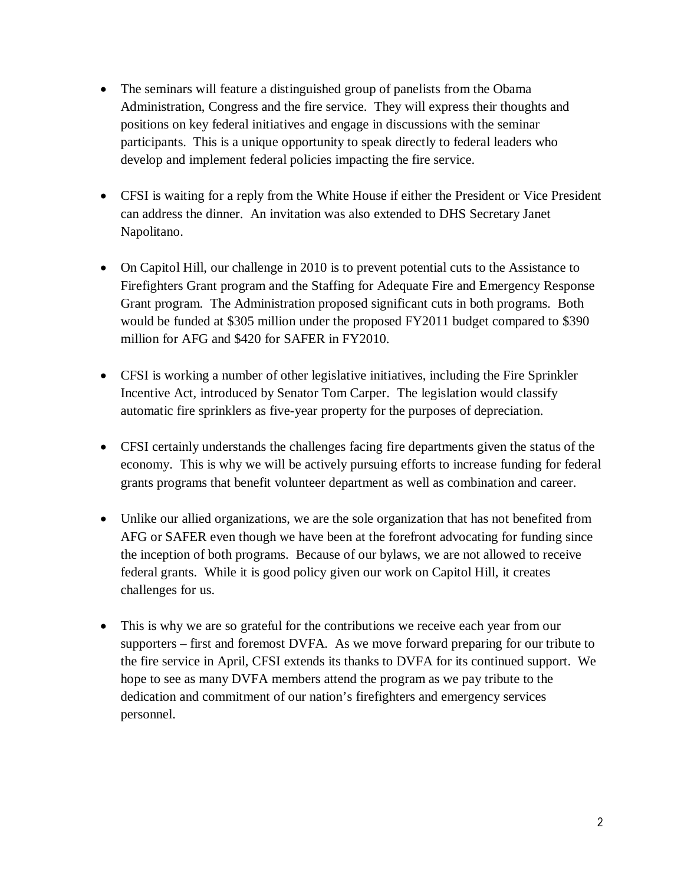- The seminars will feature a distinguished group of panelists from the Obama Administration, Congress and the fire service. They will express their thoughts and positions on key federal initiatives and engage in discussions with the seminar participants. This is a unique opportunity to speak directly to federal leaders who develop and implement federal policies impacting the fire service.

- CFSI is waiting for a reply from the White House if either the President or Vice President can address the dinner. An invitation was also extended to DHS Secretary Janet Napolitano.

- On Capitol Hill, our challenge in 2010 is to prevent potential cuts to the Assistance to Firefighters Grant program and the Staffing for Adequate Fire and Emergency Response Grant program. The Administration proposed significant cuts in both programs. Both would be funded at $305 million under the proposed FY2011 budget compared to $390 million for AFG and $420 for SAFER in FY2010.

- CFSI is working a number of other legislative initiatives, including the Fire Sprinkler Incentive Act, introduced by Senator Tom Carper. The legislation would classify automatic fire sprinklers as five-year property for the purposes of depreciation.

- CFSI certainly understands the challenges facing fire departments given the status of the economy. This is why we will be actively pursuing efforts to increase funding for federal grants programs that benefit volunteer department as well as combination and career.

- Unlike our allied organizations, we are the sole organization that has not benefited from AFG or SAFER even though we have been at the forefront advocating for funding since the inception of both programs. Because of our bylaws, we are not allowed to receive federal grants. While it is good policy given our work on Capitol Hill, it creates challenges for us.

- This is why we are so grateful for the contributions we receive each year from our supporters – first and foremost DVFA. As we move forward preparing for our tribute to the fire service in April, CFSI extends its thanks to DVFA for its continued support. We hope to see as many DVFA members attend the program as we pay tribute to the dedication and commitment of our nation's firefighters and emergency services personnel.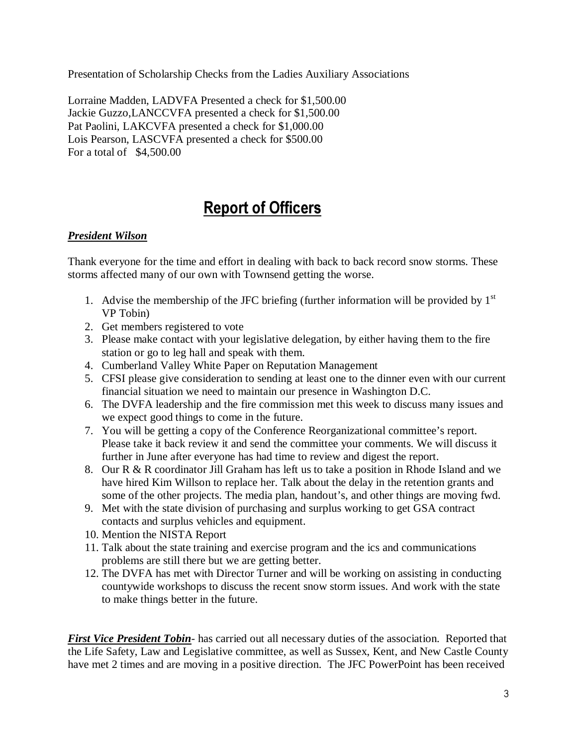Presentation of Scholarship Checks from the Ladies Auxiliary Associations

Lorraine Madden, LADVFA Presented a check for $1,500.00
Jackie Guzzo,LANCCVFA presented a check for $1,500.00
Pat Paolini, LAKCVFA presented a check for $1,000.00
Lois Pearson, LASCVFA presented a check for $500.00
For a total of   $4,500.00

# Report of Officers

***President Wilson***

Thank everyone for the time and effort in dealing with back to back record snow storms. These storms affected many of our own with Townsend getting the worse.

1. Advise the membership of the JFC briefing (further information will be provided by 1st VP Tobin)
2. Get members registered to vote
3. Please make contact with your legislative delegation, by either having them to the fire station or go to leg hall and speak with them.
4. Cumberland Valley White Paper on Reputation Management
5. CFSI please give consideration to sending at least one to the dinner even with our current financial situation we need to maintain our presence in Washington D.C.
6. The DVFA leadership and the fire commission met this week to discuss many issues and we expect good things to come in the future.
7. You will be getting a copy of the Conference Reorganizational committee's report. Please take it back review it and send the committee your comments. We will discuss it further in June after everyone has had time to review and digest the report.
8. Our R & R coordinator Jill Graham has left us to take a position in Rhode Island and we have hired Kim Willson to replace her. Talk about the delay in the retention grants and some of the other projects. The media plan, handout's, and other things are moving fwd.
9. Met with the state division of purchasing and surplus working to get GSA contract contacts and surplus vehicles and equipment.
10. Mention the NISTA Report
11. Talk about the state training and exercise program and the ics and communications problems are still there but we are getting better.
12. The DVFA has met with Director Turner and will be working on assisting in conducting countywide workshops to discuss the recent snow storm issues. And work with the state to make things better in the future.

***First Vice President Tobin***- has carried out all necessary duties of the association. Reported that the Life Safety, Law and Legislative committee, as well as Sussex, Kent, and New Castle County have met 2 times and are moving in a positive direction. The JFC PowerPoint has been received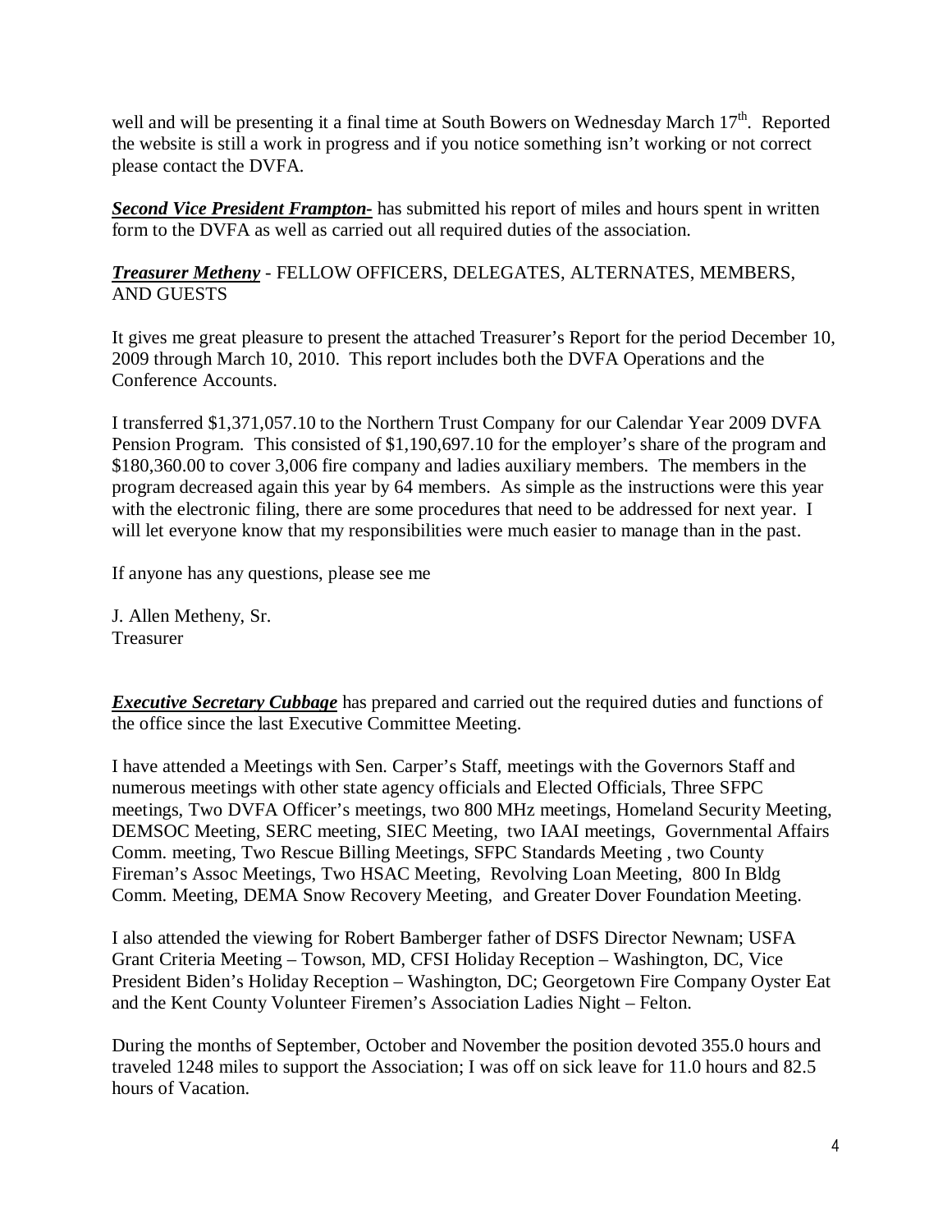well and will be presenting it a final time at South Bowers on Wednesday March 17th. Reported the website is still a work in progress and if you notice something isn't working or not correct please contact the DVFA.

***Second Vice President Frampton-*** has submitted his report of miles and hours spent in written form to the DVFA as well as carried out all required duties of the association.

***Treasurer Metheny*** - FELLOW OFFICERS, DELEGATES, ALTERNATES, MEMBERS, AND GUESTS

It gives me great pleasure to present the attached Treasurer's Report for the period December 10, 2009 through March 10, 2010. This report includes both the DVFA Operations and the Conference Accounts.

I transferred $1,371,057.10 to the Northern Trust Company for our Calendar Year 2009 DVFA Pension Program. This consisted of $1,190,697.10 for the employer's share of the program and $180,360.00 to cover 3,006 fire company and ladies auxiliary members. The members in the program decreased again this year by 64 members. As simple as the instructions were this year with the electronic filing, there are some procedures that need to be addressed for next year. I will let everyone know that my responsibilities were much easier to manage than in the past.

If anyone has any questions, please see me

J. Allen Metheny, Sr.
Treasurer

***Executive Secretary Cubbage*** has prepared and carried out the required duties and functions of the office since the last Executive Committee Meeting.

I have attended a Meetings with Sen. Carper's Staff, meetings with the Governors Staff and numerous meetings with other state agency officials and Elected Officials, Three SFPC meetings, Two DVFA Officer's meetings, two 800 MHz meetings, Homeland Security Meeting, DEMSOC Meeting, SERC meeting, SIEC Meeting, two IAAI meetings, Governmental Affairs Comm. meeting, Two Rescue Billing Meetings, SFPC Standards Meeting , two County Fireman's Assoc Meetings, Two HSAC Meeting, Revolving Loan Meeting, 800 In Bldg Comm. Meeting, DEMA Snow Recovery Meeting, and Greater Dover Foundation Meeting.

I also attended the viewing for Robert Bamberger father of DSFS Director Newnam; USFA Grant Criteria Meeting – Towson, MD, CFSI Holiday Reception – Washington, DC, Vice President Biden's Holiday Reception – Washington, DC; Georgetown Fire Company Oyster Eat and the Kent County Volunteer Firemen's Association Ladies Night – Felton.

During the months of September, October and November the position devoted 355.0 hours and traveled 1248 miles to support the Association; I was off on sick leave for 11.0 hours and 82.5 hours of Vacation.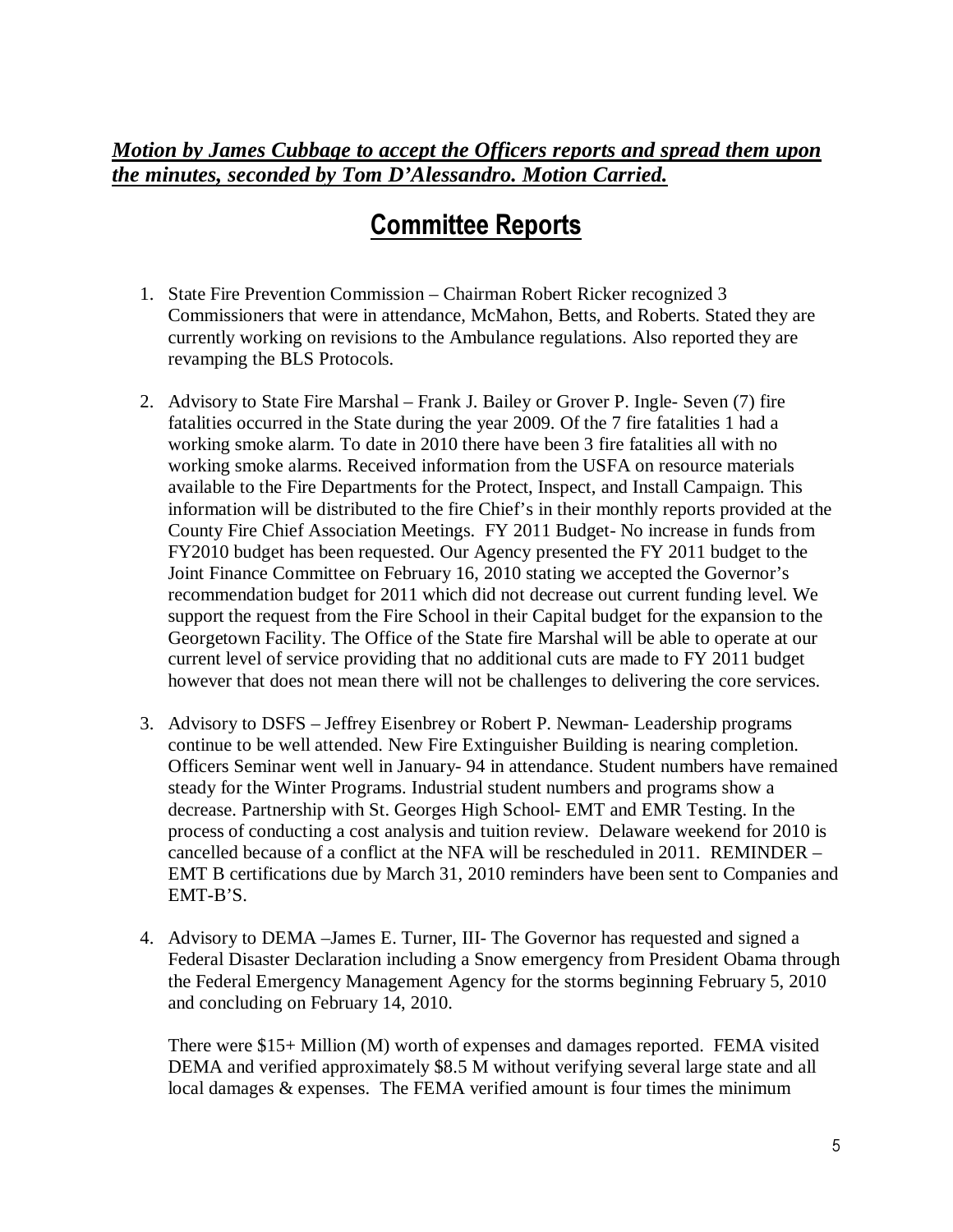***Motion by James Cubbage to accept the Officers reports and spread them upon the minutes, seconded by Tom D'Alessandro. Motion Carried.***

# Committee Reports

1. State Fire Prevention Commission – Chairman Robert Ricker recognized 3 Commissioners that were in attendance, McMahon, Betts, and Roberts. Stated they are currently working on revisions to the Ambulance regulations. Also reported they are revamping the BLS Protocols.

2. Advisory to State Fire Marshal – Frank J. Bailey or Grover P. Ingle- Seven (7) fire fatalities occurred in the State during the year 2009. Of the 7 fire fatalities 1 had a working smoke alarm. To date in 2010 there have been 3 fire fatalities all with no working smoke alarms. Received information from the USFA on resource materials available to the Fire Departments for the Protect, Inspect, and Install Campaign. This information will be distributed to the fire Chief's in their monthly reports provided at the County Fire Chief Association Meetings. FY 2011 Budget- No increase in funds from FY2010 budget has been requested. Our Agency presented the FY 2011 budget to the Joint Finance Committee on February 16, 2010 stating we accepted the Governor's recommendation budget for 2011 which did not decrease out current funding level. We support the request from the Fire School in their Capital budget for the expansion to the Georgetown Facility. The Office of the State fire Marshal will be able to operate at our current level of service providing that no additional cuts are made to FY 2011 budget however that does not mean there will not be challenges to delivering the core services.

3. Advisory to DSFS – Jeffrey Eisenbrey or Robert P. Newman- Leadership programs continue to be well attended. New Fire Extinguisher Building is nearing completion. Officers Seminar went well in January- 94 in attendance. Student numbers have remained steady for the Winter Programs. Industrial student numbers and programs show a decrease. Partnership with St. Georges High School- EMT and EMR Testing. In the process of conducting a cost analysis and tuition review. Delaware weekend for 2010 is cancelled because of a conflict at the NFA will be rescheduled in 2011. REMINDER – EMT B certifications due by March 31, 2010 reminders have been sent to Companies and EMT-B'S.

4. Advisory to DEMA –James E. Turner, III- The Governor has requested and signed a Federal Disaster Declaration including a Snow emergency from President Obama through the Federal Emergency Management Agency for the storms beginning February 5, 2010 and concluding on February 14, 2010.

   There were $15+ Million (M) worth of expenses and damages reported. FEMA visited DEMA and verified approximately $8.5 M without verifying several large state and all local damages & expenses. The FEMA verified amount is four times the minimum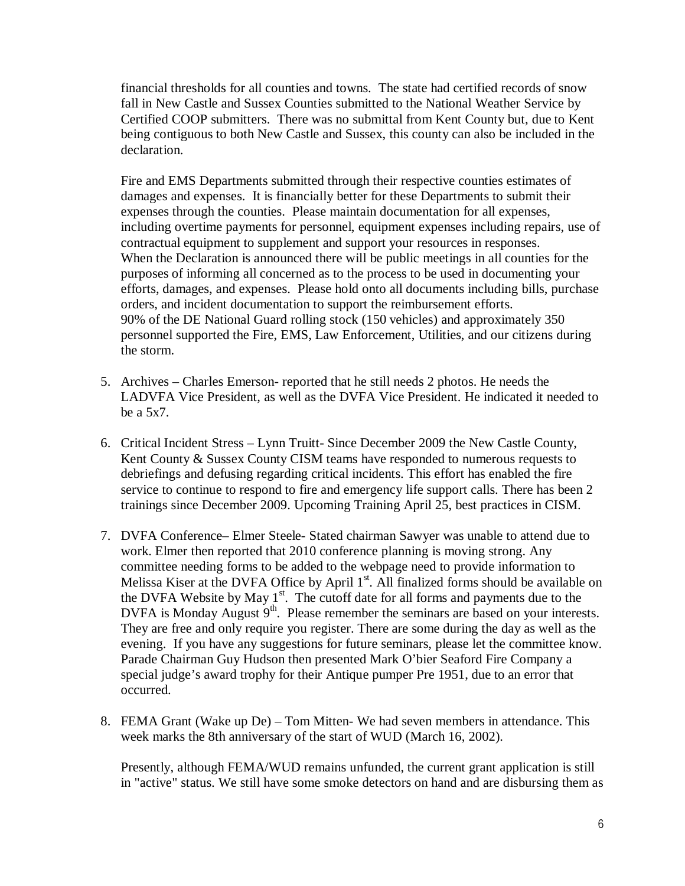financial thresholds for all counties and towns. The state had certified records of snow fall in New Castle and Sussex Counties submitted to the National Weather Service by Certified COOP submitters. There was no submittal from Kent County but, due to Kent being contiguous to both New Castle and Sussex, this county can also be included in the declaration.

Fire and EMS Departments submitted through their respective counties estimates of damages and expenses. It is financially better for these Departments to submit their expenses through the counties. Please maintain documentation for all expenses, including overtime payments for personnel, equipment expenses including repairs, use of contractual equipment to supplement and support your resources in responses. When the Declaration is announced there will be public meetings in all counties for the purposes of informing all concerned as to the process to be used in documenting your efforts, damages, and expenses. Please hold onto all documents including bills, purchase orders, and incident documentation to support the reimbursement efforts. 90% of the DE National Guard rolling stock (150 vehicles) and approximately 350 personnel supported the Fire, EMS, Law Enforcement, Utilities, and our citizens during the storm.

5. Archives – Charles Emerson- reported that he still needs 2 photos. He needs the LADVFA Vice President, as well as the DVFA Vice President. He indicated it needed to be a 5x7.

6. Critical Incident Stress – Lynn Truitt- Since December 2009 the New Castle County, Kent County & Sussex County CISM teams have responded to numerous requests to debriefings and defusing regarding critical incidents. This effort has enabled the fire service to continue to respond to fire and emergency life support calls. There has been 2 trainings since December 2009. Upcoming Training April 25, best practices in CISM.

7. DVFA Conference– Elmer Steele- Stated chairman Sawyer was unable to attend due to work. Elmer then reported that 2010 conference planning is moving strong. Any committee needing forms to be added to the webpage need to provide information to Melissa Kiser at the DVFA Office by April 1st. All finalized forms should be available on the DVFA Website by May 1st. The cutoff date for all forms and payments due to the DVFA is Monday August 9th. Please remember the seminars are based on your interests. They are free and only require you register. There are some during the day as well as the evening. If you have any suggestions for future seminars, please let the committee know. Parade Chairman Guy Hudson then presented Mark O'bier Seaford Fire Company a special judge's award trophy for their Antique pumper Pre 1951, due to an error that occurred.

8. FEMA Grant (Wake up De) – Tom Mitten- We had seven members in attendance. This week marks the 8th anniversary of the start of WUD (March 16, 2002).

   Presently, although FEMA/WUD remains unfunded, the current grant application is still in "active" status. We still have some smoke detectors on hand and are disbursing them as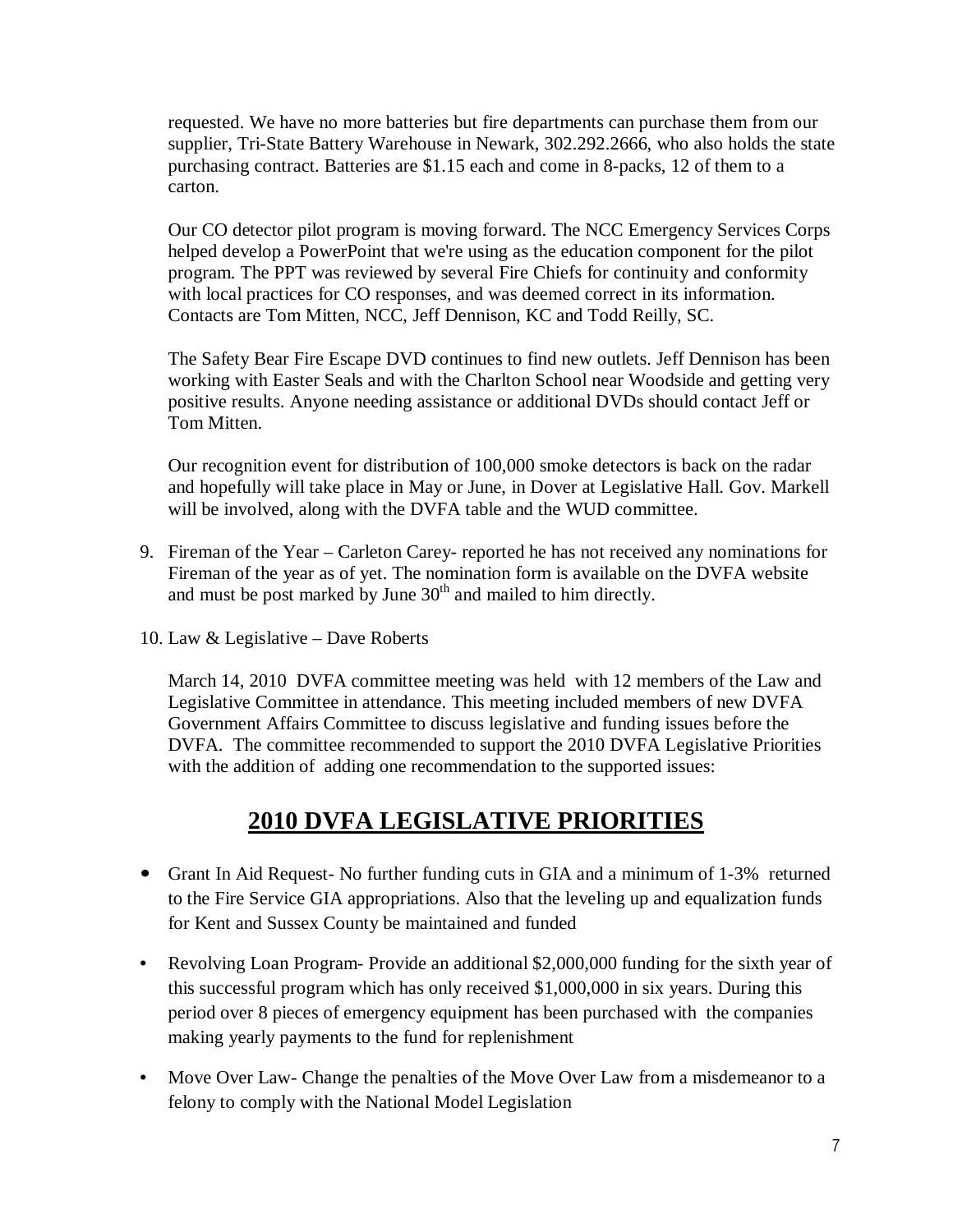requested. We have no more batteries but fire departments can purchase them from our supplier, Tri-State Battery Warehouse in Newark, 302.292.2666, who also holds the state purchasing contract. Batteries are $1.15 each and come in 8-packs, 12 of them to a carton.

Our CO detector pilot program is moving forward. The NCC Emergency Services Corps helped develop a PowerPoint that we're using as the education component for the pilot program. The PPT was reviewed by several Fire Chiefs for continuity and conformity with local practices for CO responses, and was deemed correct in its information. Contacts are Tom Mitten, NCC, Jeff Dennison, KC and Todd Reilly, SC.

The Safety Bear Fire Escape DVD continues to find new outlets. Jeff Dennison has been working with Easter Seals and with the Charlton School near Woodside and getting very positive results. Anyone needing assistance or additional DVDs should contact Jeff or Tom Mitten.

Our recognition event for distribution of 100,000 smoke detectors is back on the radar and hopefully will take place in May or June, in Dover at Legislative Hall. Gov. Markell will be involved, along with the DVFA table and the WUD committee.

9. Fireman of the Year – Carleton Carey- reported he has not received any nominations for Fireman of the year as of yet. The nomination form is available on the DVFA website and must be post marked by June 30th and mailed to him directly.

10. Law & Legislative – Dave Roberts

    March 14, 2010 DVFA committee meeting was held with 12 members of the Law and Legislative Committee in attendance. This meeting included members of new DVFA Government Affairs Committee to discuss legislative and funding issues before the DVFA. The committee recommended to support the 2010 DVFA Legislative Priorities with the addition of adding one recommendation to the supported issues:

## 2010 DVFA LEGISLATIVE PRIORITIES

- Grant In Aid Request- No further funding cuts in GIA and a minimum of 1-3% returned to the Fire Service GIA appropriations. Also that the leveling up and equalization funds for Kent and Sussex County be maintained and funded
- Revolving Loan Program- Provide an additional $2,000,000 funding for the sixth year of this successful program which has only received $1,000,000 in six years. During this period over 8 pieces of emergency equipment has been purchased with the companies making yearly payments to the fund for replenishment
- Move Over Law- Change the penalties of the Move Over Law from a misdemeanor to a felony to comply with the National Model Legislation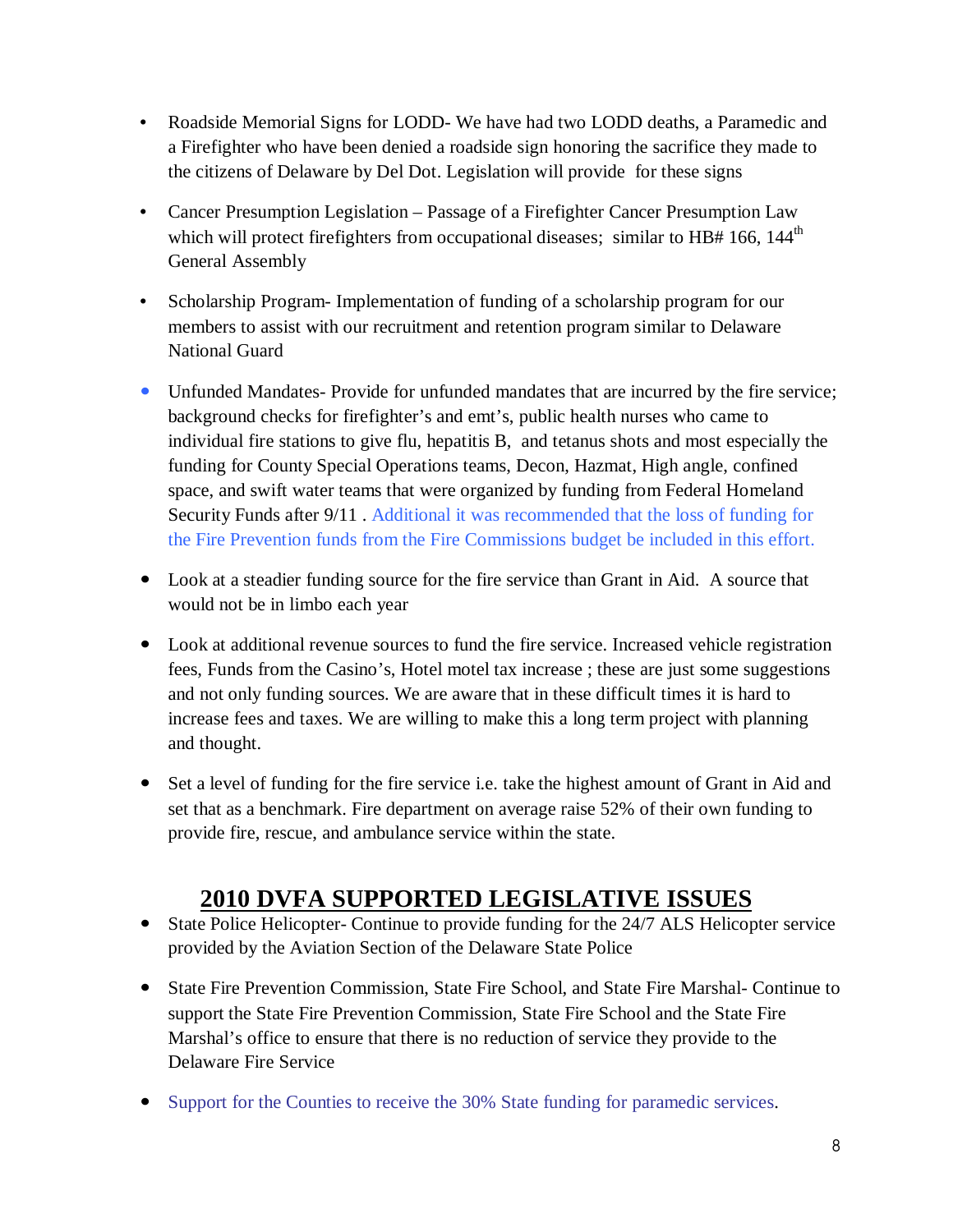- Roadside Memorial Signs for LODD- We have had two LODD deaths, a Paramedic and a Firefighter who have been denied a roadside sign honoring the sacrifice they made to the citizens of Delaware by Del Dot. Legislation will provide for these signs

- Cancer Presumption Legislation – Passage of a Firefighter Cancer Presumption Law which will protect firefighters from occupational diseases; similar to HB# 166, 144th General Assembly

- Scholarship Program- Implementation of funding of a scholarship program for our members to assist with our recruitment and retention program similar to Delaware National Guard

- Unfunded Mandates- Provide for unfunded mandates that are incurred by the fire service; background checks for firefighter's and emt's, public health nurses who came to individual fire stations to give flu, hepatitis B, and tetanus shots and most especially the funding for County Special Operations teams, Decon, Hazmat, High angle, confined space, and swift water teams that were organized by funding from Federal Homeland Security Funds after 9/11 . Additional it was recommended that the loss of funding for the Fire Prevention funds from the Fire Commissions budget be included in this effort.

- Look at a steadier funding source for the fire service than Grant in Aid. A source that would not be in limbo each year

- Look at additional revenue sources to fund the fire service. Increased vehicle registration fees, Funds from the Casino's, Hotel motel tax increase ; these are just some suggestions and not only funding sources. We are aware that in these difficult times it is hard to increase fees and taxes. We are willing to make this a long term project with planning and thought.

- Set a level of funding for the fire service i.e. take the highest amount of Grant in Aid and set that as a benchmark. Fire department on average raise 52% of their own funding to provide fire, rescue, and ambulance service within the state.

## 2010 DVFA SUPPORTED LEGISLATIVE ISSUES

- State Police Helicopter- Continue to provide funding for the 24/7 ALS Helicopter service provided by the Aviation Section of the Delaware State Police

- State Fire Prevention Commission, State Fire School, and State Fire Marshal- Continue to support the State Fire Prevention Commission, State Fire School and the State Fire Marshal's office to ensure that there is no reduction of service they provide to the Delaware Fire Service

- Support for the Counties to receive the 30% State funding for paramedic services.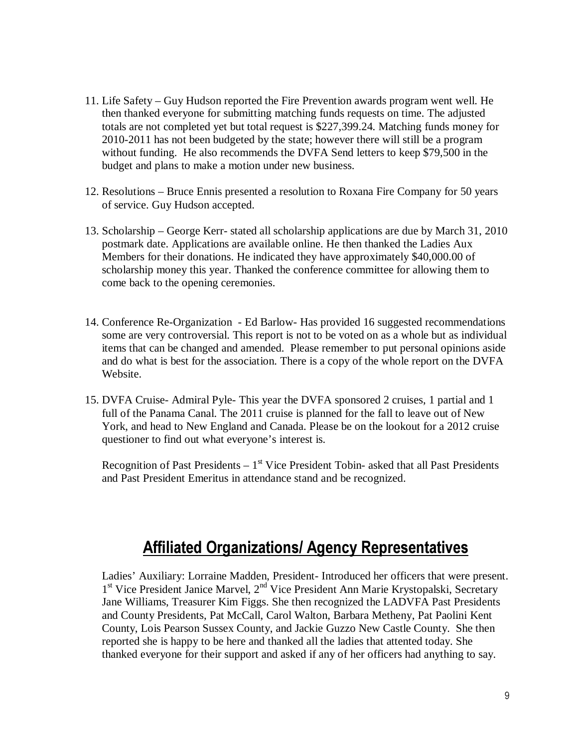11. Life Safety – Guy Hudson reported the Fire Prevention awards program went well. He then thanked everyone for submitting matching funds requests on time. The adjusted totals are not completed yet but total request is $227,399.24. Matching funds money for 2010-2011 has not been budgeted by the state; however there will still be a program without funding. He also recommends the DVFA Send letters to keep $79,500 in the budget and plans to make a motion under new business.

12. Resolutions – Bruce Ennis presented a resolution to Roxana Fire Company for 50 years of service. Guy Hudson accepted.

13. Scholarship – George Kerr- stated all scholarship applications are due by March 31, 2010 postmark date. Applications are available online. He then thanked the Ladies Aux Members for their donations. He indicated they have approximately $40,000.00 of scholarship money this year. Thanked the conference committee for allowing them to come back to the opening ceremonies.

14. Conference Re-Organization - Ed Barlow- Has provided 16 suggested recommendations some are very controversial. This report is not to be voted on as a whole but as individual items that can be changed and amended. Please remember to put personal opinions aside and do what is best for the association. There is a copy of the whole report on the DVFA Website.

15. DVFA Cruise- Admiral Pyle- This year the DVFA sponsored 2 cruises, 1 partial and 1 full of the Panama Canal. The 2011 cruise is planned for the fall to leave out of New York, and head to New England and Canada. Please be on the lookout for a 2012 cruise questioner to find out what everyone's interest is.

    Recognition of Past Presidents – 1st Vice President Tobin- asked that all Past Presidents and Past President Emeritus in attendance stand and be recognized.

## Affiliated Organizations/ Agency Representatives

Ladies' Auxiliary: Lorraine Madden, President- Introduced her officers that were present. 1st Vice President Janice Marvel, 2nd Vice President Ann Marie Krystopalski, Secretary Jane Williams, Treasurer Kim Figgs. She then recognized the LADVFA Past Presidents and County Presidents, Pat McCall, Carol Walton, Barbara Metheny, Pat Paolini Kent County, Lois Pearson Sussex County, and Jackie Guzzo New Castle County. She then reported she is happy to be here and thanked all the ladies that attented today. She thanked everyone for their support and asked if any of her officers had anything to say.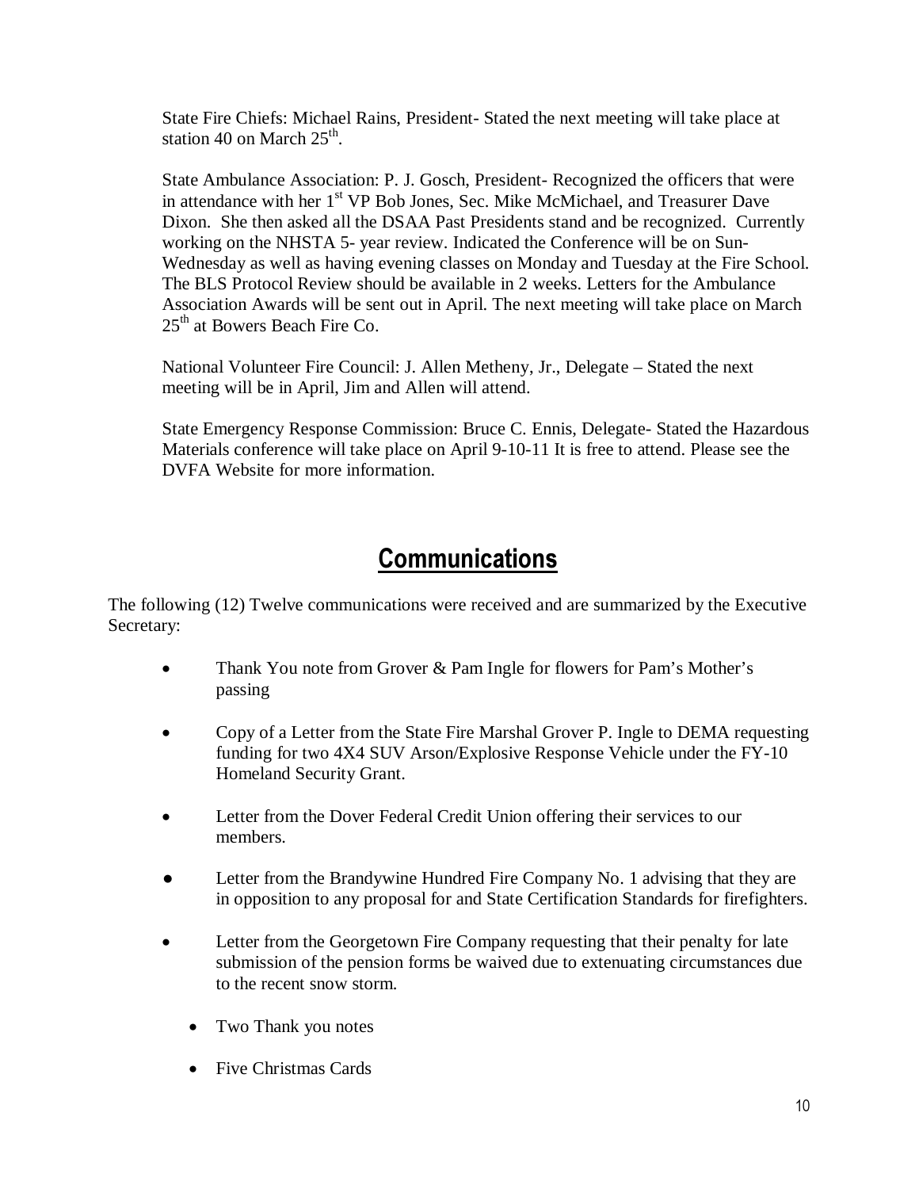State Fire Chiefs: Michael Rains, President- Stated the next meeting will take place at station 40 on March 25th.

State Ambulance Association: P. J. Gosch, President- Recognized the officers that were in attendance with her 1st VP Bob Jones, Sec. Mike McMichael, and Treasurer Dave Dixon. She then asked all the DSAA Past Presidents stand and be recognized. Currently working on the NHSTA 5- year review. Indicated the Conference will be on Sun-Wednesday as well as having evening classes on Monday and Tuesday at the Fire School. The BLS Protocol Review should be available in 2 weeks. Letters for the Ambulance Association Awards will be sent out in April. The next meeting will take place on March 25th at Bowers Beach Fire Co.

National Volunteer Fire Council: J. Allen Metheny, Jr., Delegate – Stated the next meeting will be in April, Jim and Allen will attend.

State Emergency Response Commission: Bruce C. Ennis, Delegate- Stated the Hazardous Materials conference will take place on April 9-10-11 It is free to attend. Please see the DVFA Website for more information.

# Communications

The following (12) Twelve communications were received and are summarized by the Executive Secretary:

- Thank You note from Grover & Pam Ingle for flowers for Pam's Mother's passing
- Copy of a Letter from the State Fire Marshal Grover P. Ingle to DEMA requesting funding for two 4X4 SUV Arson/Explosive Response Vehicle under the FY-10 Homeland Security Grant.
- Letter from the Dover Federal Credit Union offering their services to our members.
- Letter from the Brandywine Hundred Fire Company No. 1 advising that they are in opposition to any proposal for and State Certification Standards for firefighters.
- Letter from the Georgetown Fire Company requesting that their penalty for late submission of the pension forms be waived due to extenuating circumstances due to the recent snow storm.
  - Two Thank you notes
  - Five Christmas Cards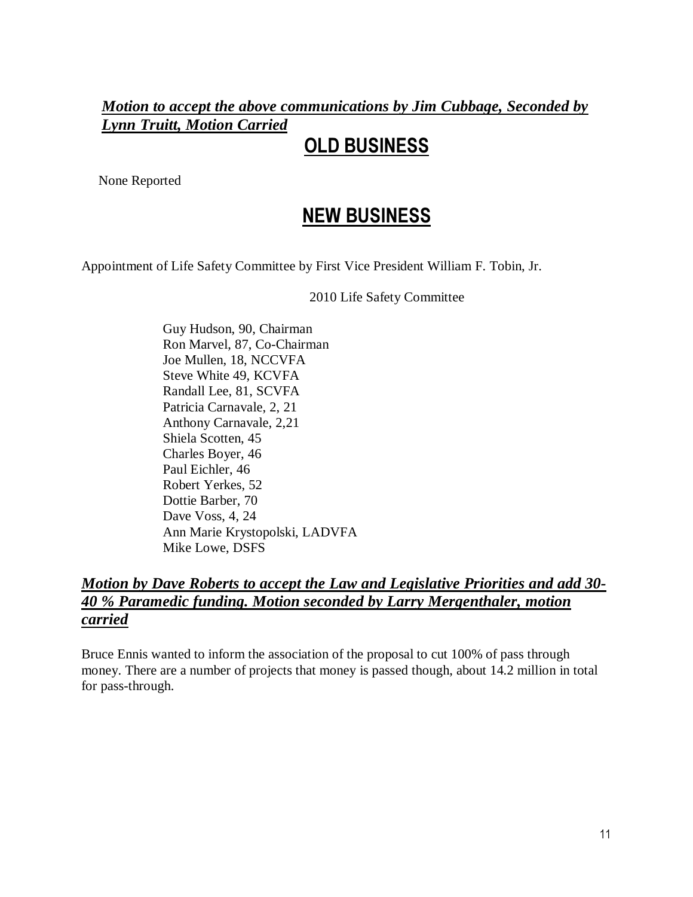***<u>Motion to accept the above communications by Jim Cubbage, Seconded by Lynn Truitt, Motion Carried</u>***

## OLD BUSINESS

None Reported

## NEW BUSINESS

Appointment of Life Safety Committee by First Vice President William F. Tobin, Jr.

2010 Life Safety Committee

Guy Hudson, 90, Chairman
Ron Marvel, 87, Co-Chairman
Joe Mullen, 18, NCCVFA
Steve White 49, KCVFA
Randall Lee, 81, SCVFA
Patricia Carnavale, 2, 21
Anthony Carnavale, 2,21
Shiela Scotten, 45
Charles Boyer, 46
Paul Eichler, 46
Robert Yerkes, 52
Dottie Barber, 70
Dave Voss, 4, 24
Ann Marie Krystopolski, LADVFA
Mike Lowe, DSFS

***<u>Motion by Dave Roberts to accept the Law and Legislative Priorities and add 30-40 % Paramedic funding. Motion seconded by Larry Mergenthaler, motion carried</u>***

Bruce Ennis wanted to inform the association of the proposal to cut 100% of pass through money. There are a number of projects that money is passed though, about 14.2 million in total for pass-through.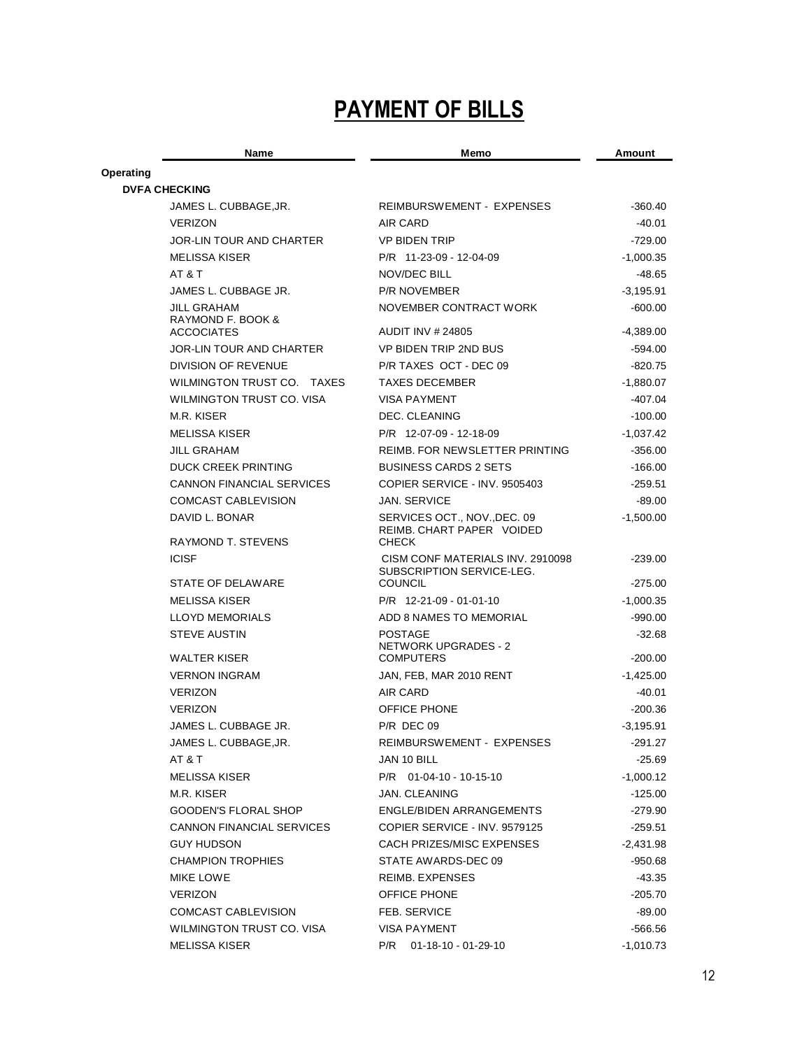# PAYMENT OF BILLS

| Name | Memo | Amount |
|---|---|---|
| **Operating** | | |
| **DVFA CHECKING** | | |
| JAMES L. CUBBAGE,JR. | REIMBURSWEMENT - EXPENSES | -360.40 |
| VERIZON | AIR CARD | -40.01 |
| JOR-LIN TOUR AND CHARTER | VP BIDEN TRIP | -729.00 |
| MELISSA KISER | P/R 11-23-09 - 12-04-09 | -1,000.35 |
| AT & T | NOV/DEC BILL | -48.65 |
| JAMES L. CUBBAGE JR. | P/R NOVEMBER | -3,195.91 |
| JILL GRAHAM | NOVEMBER CONTRACT WORK | -600.00 |
| RAYMOND F. BOOK & ACCOCIATES | AUDIT INV # 24805 | -4,389.00 |
| JOR-LIN TOUR AND CHARTER | VP BIDEN TRIP 2ND BUS | -594.00 |
| DIVISION OF REVENUE | P/R TAXES OCT - DEC 09 | -820.75 |
| WILMINGTON TRUST CO. TAXES | TAXES DECEMBER | -1,880.07 |
| WILMINGTON TRUST CO. VISA | VISA PAYMENT | -407.04 |
| M.R. KISER | DEC. CLEANING | -100.00 |
| MELISSA KISER | P/R 12-07-09 - 12-18-09 | -1,037.42 |
| JILL GRAHAM | REIMB. FOR NEWSLETTER PRINTING | -356.00 |
| DUCK CREEK PRINTING | BUSINESS CARDS 2 SETS | -166.00 |
| CANNON FINANCIAL SERVICES | COPIER SERVICE - INV. 9505403 | -259.51 |
| COMCAST CABLEVISION | JAN. SERVICE | -89.00 |
| DAVID L. BONAR | SERVICES OCT., NOV.,DEC. 09 | -1,500.00 |
| RAYMOND T. STEVENS | REIMB. CHART PAPER VOIDED CHECK | |
| ICISF | CISM CONF MATERIALS INV. 2910098 | -239.00 |
| STATE OF DELAWARE | SUBSCRIPTION SERVICE-LEG. COUNCIL | -275.00 |
| MELISSA KISER | P/R 12-21-09 - 01-01-10 | -1,000.35 |
| LLOYD MEMORIALS | ADD 8 NAMES TO MEMORIAL | -990.00 |
| STEVE AUSTIN | POSTAGE | -32.68 |
| WALTER KISER | NETWORK UPGRADES - 2 COMPUTERS | -200.00 |
| VERNON INGRAM | JAN, FEB, MAR 2010 RENT | -1,425.00 |
| VERIZON | AIR CARD | -40.01 |
| VERIZON | OFFICE PHONE | -200.36 |
| JAMES L. CUBBAGE JR. | P/R DEC 09 | -3,195.91 |
| JAMES L. CUBBAGE,JR. | REIMBURSWEMENT - EXPENSES | -291.27 |
| AT & T | JAN 10 BILL | -25.69 |
| MELISSA KISER | P/R 01-04-10 - 10-15-10 | -1,000.12 |
| M.R. KISER | JAN. CLEANING | -125.00 |
| GOODEN'S FLORAL SHOP | ENGLE/BIDEN ARRANGEMENTS | -279.90 |
| CANNON FINANCIAL SERVICES | COPIER SERVICE - INV. 9579125 | -259.51 |
| GUY HUDSON | CACH PRIZES/MISC EXPENSES | -2,431.98 |
| CHAMPION TROPHIES | STATE AWARDS-DEC 09 | -950.68 |
| MIKE LOWE | REIMB. EXPENSES | -43.35 |
| VERIZON | OFFICE PHONE | -205.70 |
| COMCAST CABLEVISION | FEB. SERVICE | -89.00 |
| WILMINGTON TRUST CO. VISA | VISA PAYMENT | -566.56 |
| MELISSA KISER | P/R 01-18-10 - 01-29-10 | -1,010.73 |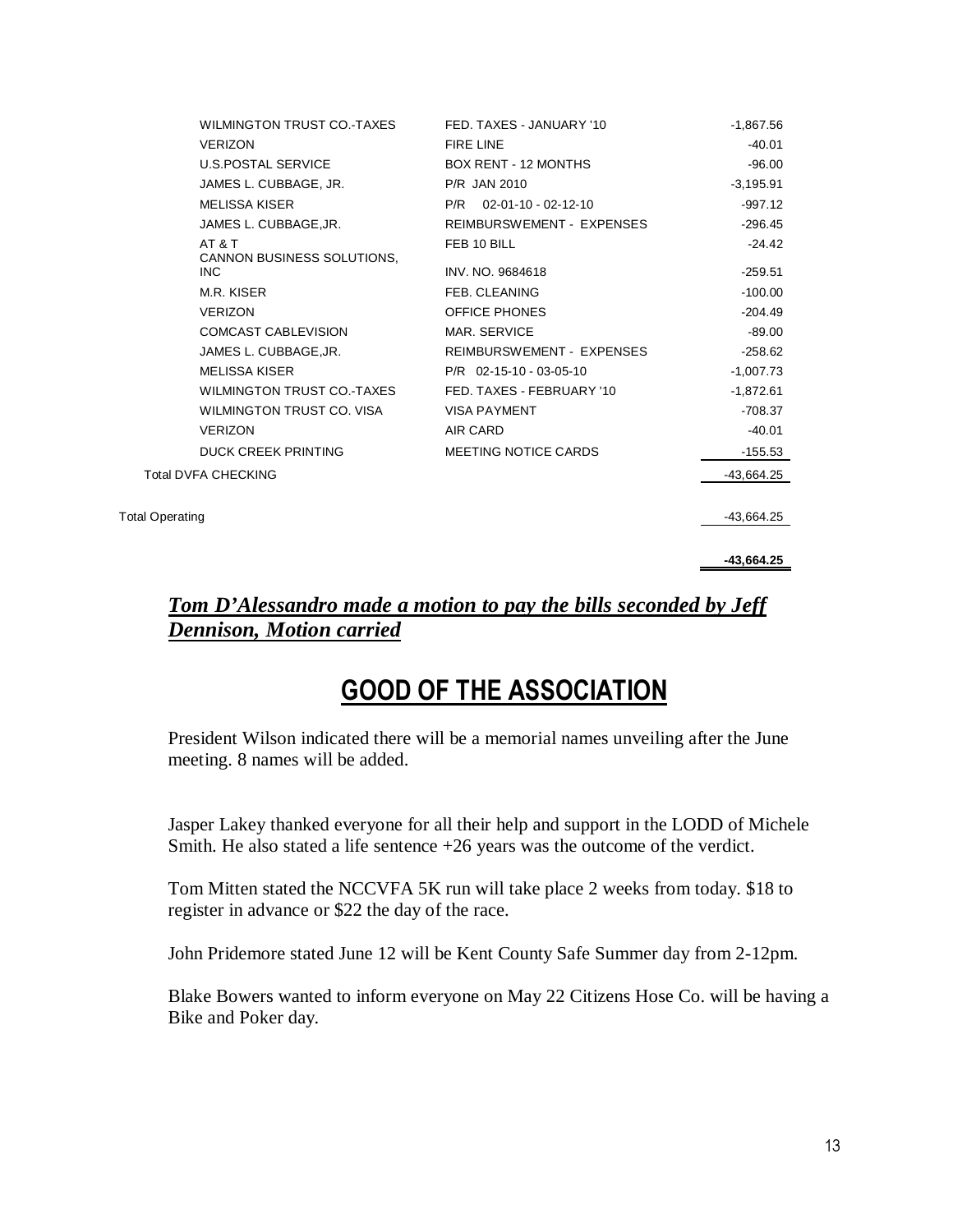| | | |
|---|---|---|
| WILMINGTON TRUST CO.-TAXES | FED. TAXES - JANUARY '10 | -1,867.56 |
| VERIZON | FIRE LINE | -40.01 |
| U.S.POSTAL SERVICE | BOX RENT - 12 MONTHS | -96.00 |
| JAMES L. CUBBAGE, JR. | P/R JAN 2010 | -3,195.91 |
| MELISSA KISER | P/R 02-01-10 - 02-12-10 | -997.12 |
| JAMES L. CUBBAGE,JR. | REIMBURSWEMENT - EXPENSES | -296.45 |
| AT & T | FEB 10 BILL | -24.42 |
| CANNON BUSINESS SOLUTIONS, INC | INV. NO. 9684618 | -259.51 |
| M.R. KISER | FEB. CLEANING | -100.00 |
| VERIZON | OFFICE PHONES | -204.49 |
| COMCAST CABLEVISION | MAR. SERVICE | -89.00 |
| JAMES L. CUBBAGE,JR. | REIMBURSWEMENT - EXPENSES | -258.62 |
| MELISSA KISER | P/R 02-15-10 - 03-05-10 | -1,007.73 |
| WILMINGTON TRUST CO.-TAXES | FED. TAXES - FEBRUARY '10 | -1,872.61 |
| WILMINGTON TRUST CO. VISA | VISA PAYMENT | -708.37 |
| VERIZON | AIR CARD | -40.01 |
| DUCK CREEK PRINTING | MEETING NOTICE CARDS | -155.53 |
| Total DVFA CHECKING | | -43,664.25 |
| Total Operating | | -43,664.25 |
| | | **-43,664.25** |

***Tom D'Alessandro made a motion to pay the bills seconded by Jeff Dennison, Motion carried***

# GOOD OF THE ASSOCIATION

President Wilson indicated there will be a memorial names unveiling after the June meeting. 8 names will be added.

Jasper Lakey thanked everyone for all their help and support in the LODD of Michele Smith. He also stated a life sentence +26 years was the outcome of the verdict.

Tom Mitten stated the NCCVFA 5K run will take place 2 weeks from today. $18 to register in advance or $22 the day of the race.

John Pridemore stated June 12 will be Kent County Safe Summer day from 2-12pm.

Blake Bowers wanted to inform everyone on May 22 Citizens Hose Co. will be having a Bike and Poker day.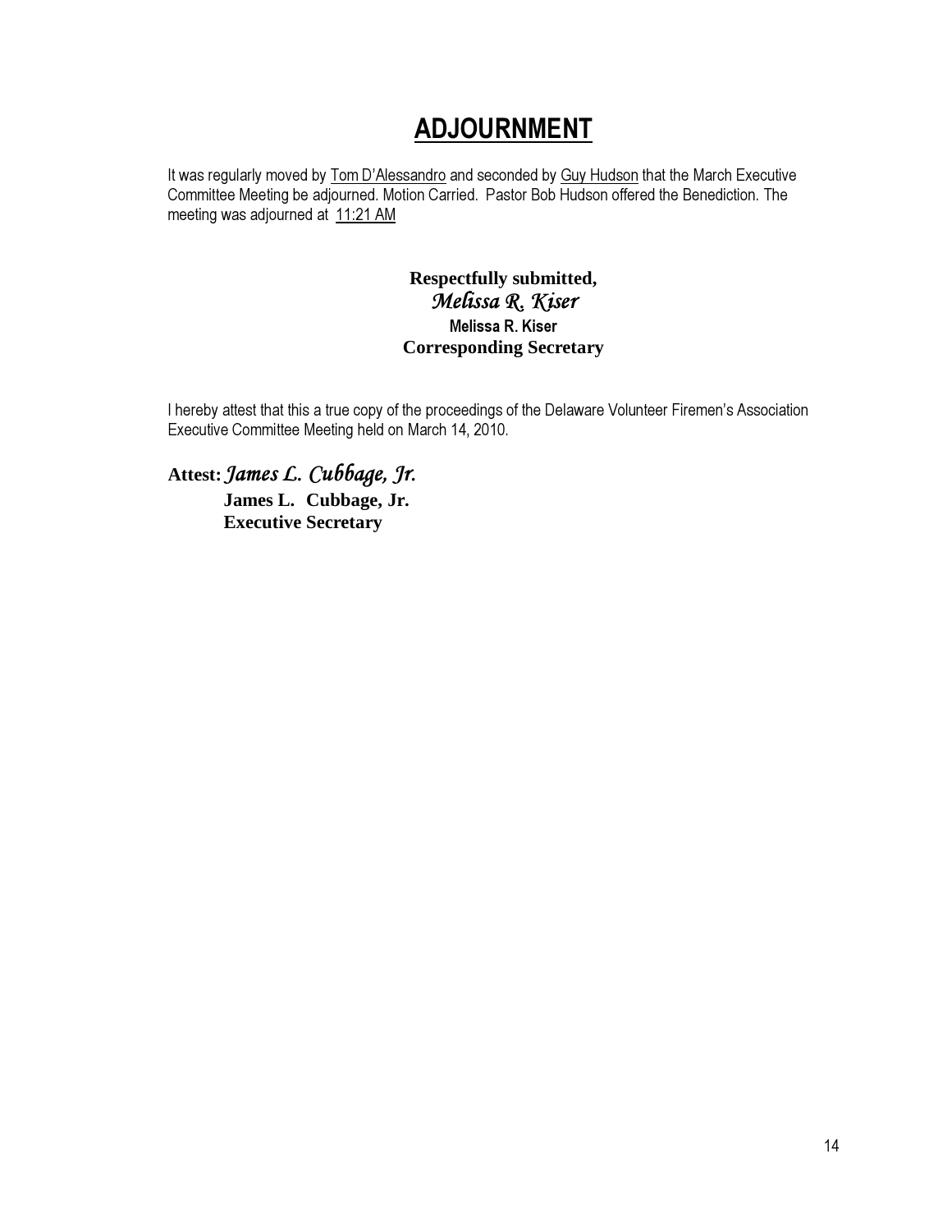# ADJOURNMENT

It was regularly moved by Tom D'Alessandro and seconded by Guy Hudson that the March Executive Committee Meeting be adjourned. Motion Carried. Pastor Bob Hudson offered the Benediction. The meeting was adjourned at 11:21 AM

**Respectfully submitted,**
*Melissa R. Kiser*
**Melissa R. Kiser**
**Corresponding Secretary**

I hereby attest that this a true copy of the proceedings of the Delaware Volunteer Firemen's Association Executive Committee Meeting held on March 14, 2010.

**Attest:** *James L. Cubbage, Jr.*
**James L. Cubbage, Jr.**
**Executive Secretary**